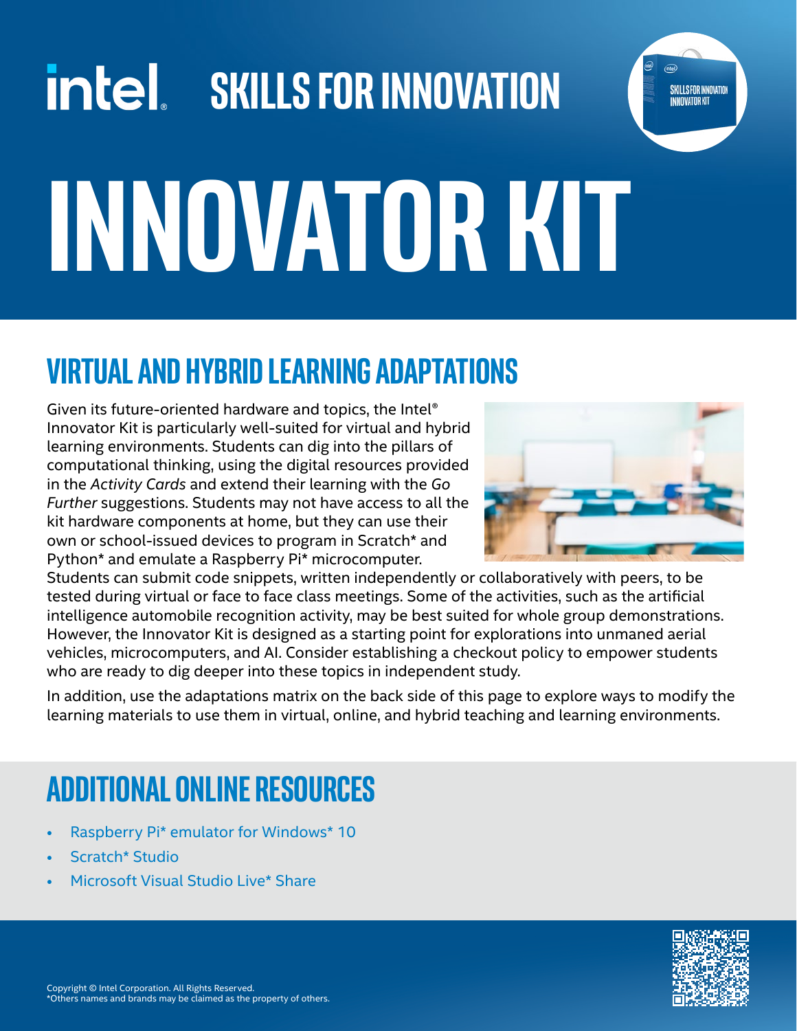# intel. SKILLS FOR INNOVATION

# INNOVATOR KIT

## VIRTUAL AND HYBRID LEARNING ADAPTATIONS

Given its future-oriented hardware and topics, the Intel® Innovator Kit is particularly well-suited for virtual and hybrid learning environments. Students can dig into the pillars of computational thinking, using the digital resources provided in the *Activity Cards* and extend their learning with the *Go Further* suggestions. Students may not have access to all the kit hardware components at home, but they can use their own or school-issued devices to program in Scratch* and Python* and emulate a Raspberry Pi* microcomputer. Students can submit code snippets, written independently or collaboratively with peers, to be tested during virtual or face to face class meetings. Some of the activities, such as the artificial intelligence automobile recognition activity, may be best suited for whole group demonstrations. However, the Innovator Kit is designed as a starting point for explorations into unmaned aerial vehicles, microcomputers, and AI. Consider establishing a checkout policy to empower students who are ready to dig deeper into these topics in independent study.

In addition, use the adaptations matrix on the back side of this page to explore ways to modify the learning materials to use them in virtual, online, and hybrid teaching and learning environments.

## ADDITIONAL ONLINE RESOURCES

- Raspberry Pi* emulator for Windows* 10
- Scratch* Studio
- Microsoft Visual Studio Live* Share

Copyright © Intel Corporation. All Rights Reserved.
*Others names and brands may be claimed as the property of others.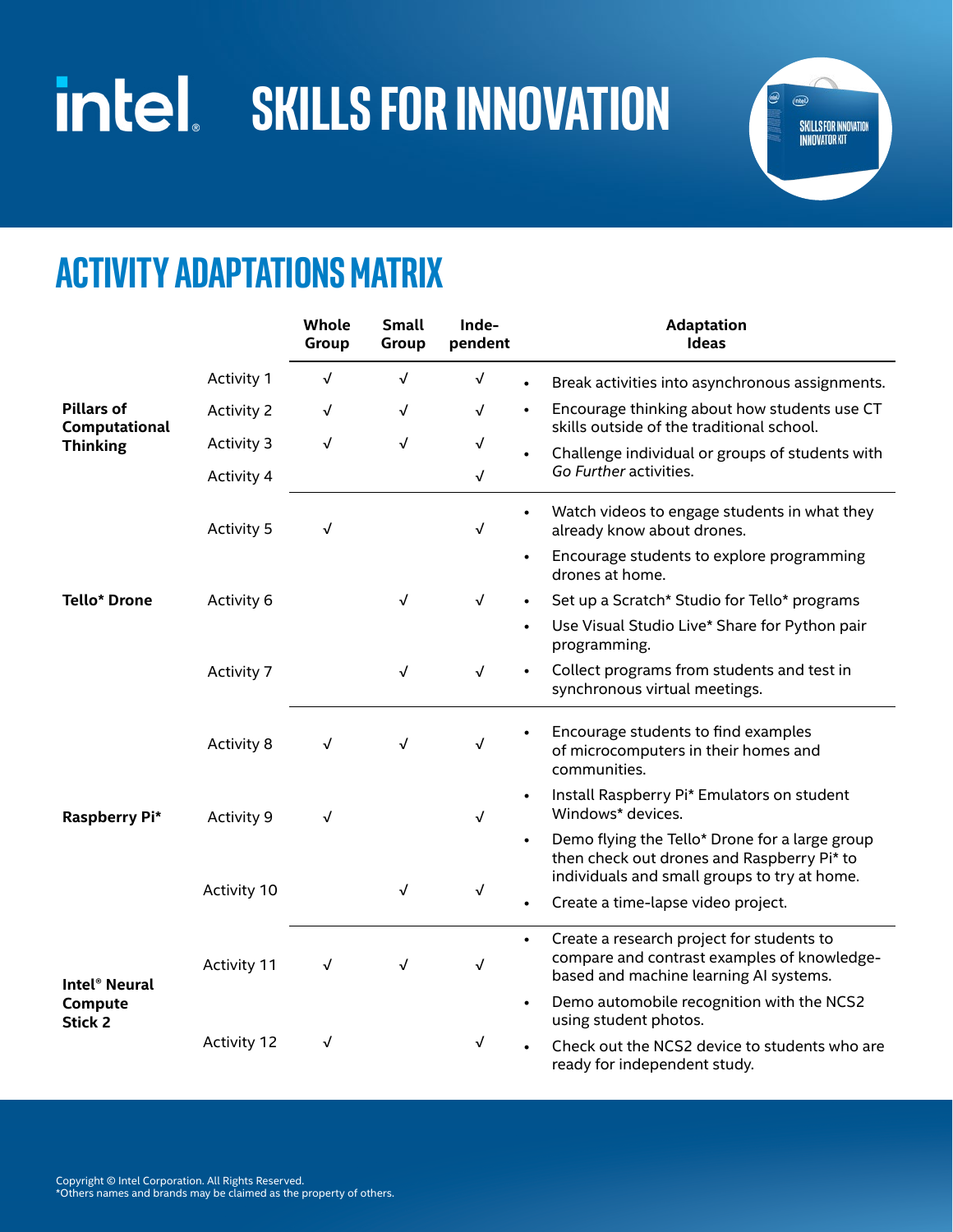# intel. SKILLS FOR INNOVATION

## ACTIVITY ADAPTATIONS MATRIX

| | | Whole Group | Small Group | Inde-pendent | Adaptation Ideas |
|---|---|---|---|---|---|
| **Pillars of Computational Thinking** | Activity 1 | √ | √ | √ | • Break activities into asynchronous assignments.<br>• Encourage thinking about how students use CT skills outside of the traditional school.<br>• Challenge individual or groups of students with *Go Further* activities. |
| | Activity 2 | √ | √ | √ | |
| | Activity 3 | √ | √ | √ | |
| | Activity 4 | | | √ | |
| **Tello* Drone** | Activity 5 | √ | | √ | • Watch videos to engage students in what they already know about drones.<br>• Encourage students to explore programming drones at home.<br>• Set up a Scratch* Studio for Tello* programs<br>• Use Visual Studio Live* Share for Python pair programming.<br>• Collect programs from students and test in synchronous virtual meetings. |
| | Activity 6 | | √ | √ | |
| | Activity 7 | | √ | √ | |
| **Raspberry Pi*** | Activity 8 | √ | √ | √ | • Encourage students to find examples of microcomputers in their homes and communities.<br>• Install Raspberry Pi* Emulators on student Windows* devices.<br>• Demo flying the Tello* Drone for a large group then check out drones and Raspberry Pi* to individuals and small groups to try at home.<br>• Create a time-lapse video project. |
| | Activity 9 | √ | | √ | |
| | Activity 10 | | √ | √ | |
| **Intel® Neural Compute Stick 2** | Activity 11 | √ | √ | √ | • Create a research project for students to compare and contrast examples of knowledge-based and machine learning AI systems.<br>• Demo automobile recognition with the NCS2 using student photos.<br>• Check out the NCS2 device to students who are ready for independent study. |
| | Activity 12 | √ | | √ | |

Copyright © Intel Corporation. All Rights Reserved.
*Others names and brands may be claimed as the property of others.